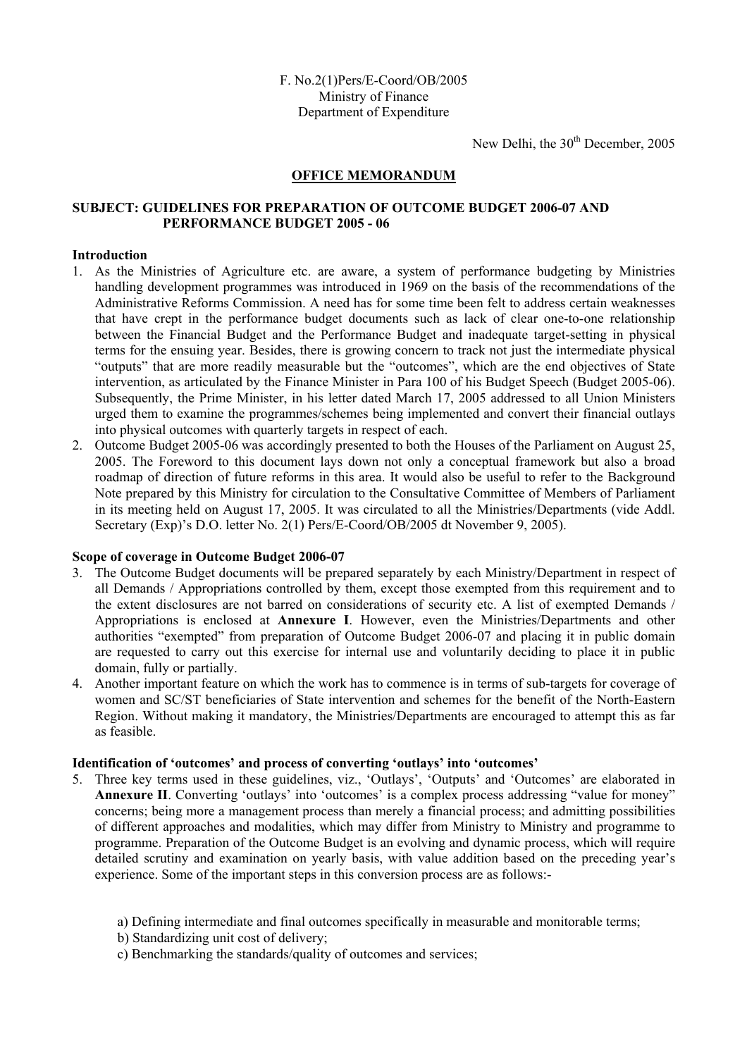F. No.2(1)Pers/E-Coord/OB/2005
Ministry of Finance
Department of Expenditure

New Delhi, the 30th December, 2005

## OFFICE MEMORANDUM

### SUBJECT: GUIDELINES FOR PREPARATION OF OUTCOME BUDGET 2006-07 AND PERFORMANCE BUDGET 2005 - 06

**Introduction**

1. As the Ministries of Agriculture etc. are aware, a system of performance budgeting by Ministries handling development programmes was introduced in 1969 on the basis of the recommendations of the Administrative Reforms Commission. A need has for some time been felt to address certain weaknesses that have crept in the performance budget documents such as lack of clear one-to-one relationship between the Financial Budget and the Performance Budget and inadequate target-setting in physical terms for the ensuing year. Besides, there is growing concern to track not just the intermediate physical "outputs" that are more readily measurable but the "outcomes", which are the end objectives of State intervention, as articulated by the Finance Minister in Para 100 of his Budget Speech (Budget 2005-06). Subsequently, the Prime Minister, in his letter dated March 17, 2005 addressed to all Union Ministers urged them to examine the programmes/schemes being implemented and convert their financial outlays into physical outcomes with quarterly targets in respect of each.
2. Outcome Budget 2005-06 was accordingly presented to both the Houses of the Parliament on August 25, 2005. The Foreword to this document lays down not only a conceptual framework but also a broad roadmap of direction of future reforms in this area. It would also be useful to refer to the Background Note prepared by this Ministry for circulation to the Consultative Committee of Members of Parliament in its meeting held on August 17, 2005. It was circulated to all the Ministries/Departments (vide Addl. Secretary (Exp)'s D.O. letter No. 2(1) Pers/E-Coord/OB/2005 dt November 9, 2005).

**Scope of coverage in Outcome Budget 2006-07**

3. The Outcome Budget documents will be prepared separately by each Ministry/Department in respect of all Demands / Appropriations controlled by them, except those exempted from this requirement and to the extent disclosures are not barred on considerations of security etc. A list of exempted Demands / Appropriations is enclosed at **Annexure I**. However, even the Ministries/Departments and other authorities "exempted" from preparation of Outcome Budget 2006-07 and placing it in public domain are requested to carry out this exercise for internal use and voluntarily deciding to place it in public domain, fully or partially.
4. Another important feature on which the work has to commence is in terms of sub-targets for coverage of women and SC/ST beneficiaries of State intervention and schemes for the benefit of the North-Eastern Region. Without making it mandatory, the Ministries/Departments are encouraged to attempt this as far as feasible.

**Identification of 'outcomes' and process of converting 'outlays' into 'outcomes'**

5. Three key terms used in these guidelines, viz., 'Outlays', 'Outputs' and 'Outcomes' are elaborated in **Annexure II**. Converting 'outlays' into 'outcomes' is a complex process addressing "value for money" concerns; being more a management process than merely a financial process; and admitting possibilities of different approaches and modalities, which may differ from Ministry to Ministry and programme to programme. Preparation of the Outcome Budget is an evolving and dynamic process, which will require detailed scrutiny and examination on yearly basis, with value addition based on the preceding year's experience. Some of the important steps in this conversion process are as follows:-

    a) Defining intermediate and final outcomes specifically in measurable and monitorable terms;
    b) Standardizing unit cost of delivery;
    c) Benchmarking the standards/quality of outcomes and services;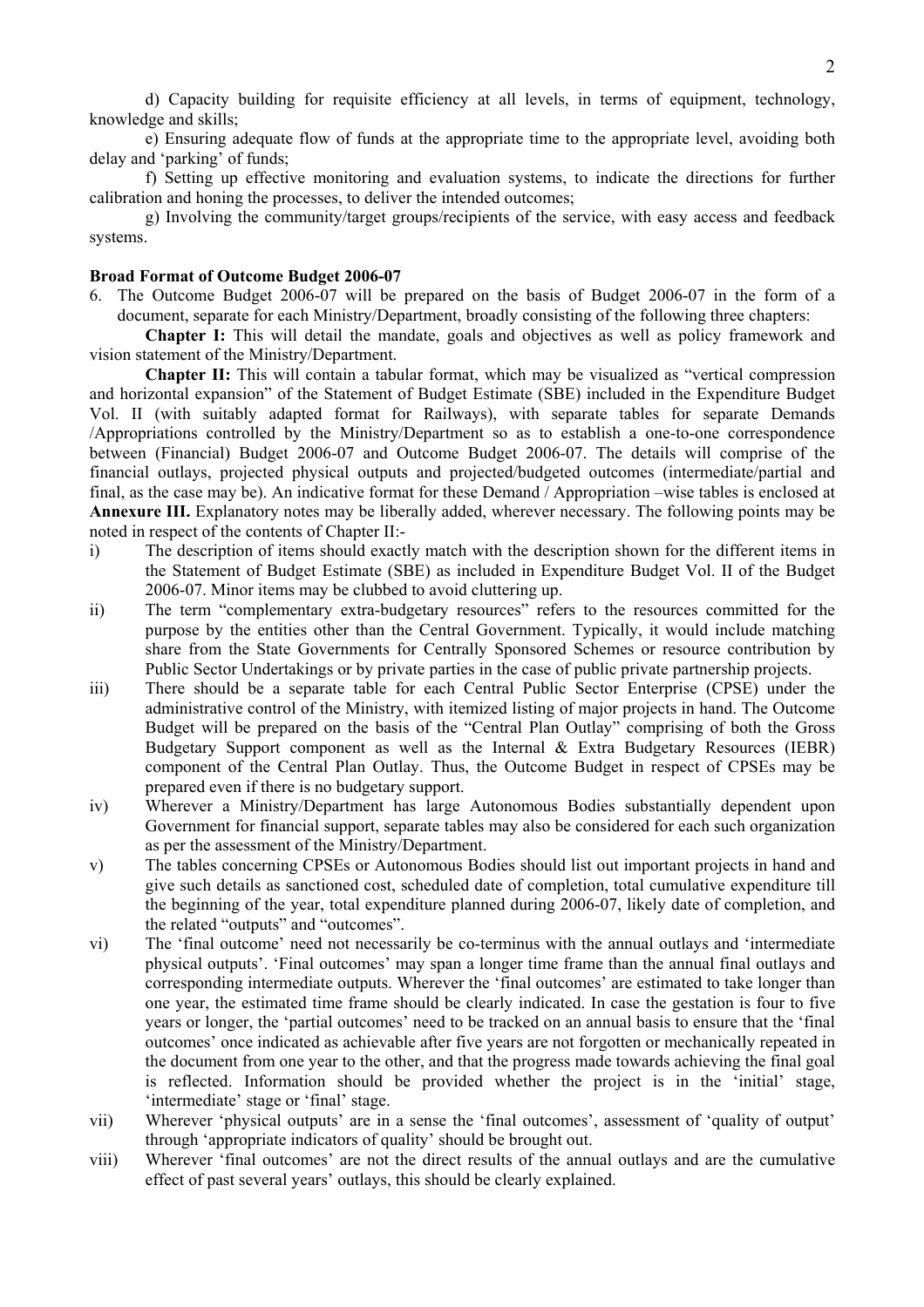d) Capacity building for requisite efficiency at all levels, in terms of equipment, technology, knowledge and skills;

e) Ensuring adequate flow of funds at the appropriate time to the appropriate level, avoiding both delay and 'parking' of funds;

f) Setting up effective monitoring and evaluation systems, to indicate the directions for further calibration and honing the processes, to deliver the intended outcomes;

g) Involving the community/target groups/recipients of the service, with easy access and feedback systems.

**Broad Format of Outcome Budget 2006-07**

6. The Outcome Budget 2006-07 will be prepared on the basis of Budget 2006-07 in the form of a document, separate for each Ministry/Department, broadly consisting of the following three chapters:

**Chapter I:** This will detail the mandate, goals and objectives as well as policy framework and vision statement of the Ministry/Department.

**Chapter II:** This will contain a tabular format, which may be visualized as "vertical compression and horizontal expansion" of the Statement of Budget Estimate (SBE) included in the Expenditure Budget Vol. II (with suitably adapted format for Railways), with separate tables for separate Demands /Appropriations controlled by the Ministry/Department so as to establish a one-to-one correspondence between (Financial) Budget 2006-07 and Outcome Budget 2006-07. The details will comprise of the financial outlays, projected physical outputs and projected/budgeted outcomes (intermediate/partial and final, as the case may be). An indicative format for these Demand / Appropriation –wise tables is enclosed at **Annexure III.** Explanatory notes may be liberally added, wherever necessary. The following points may be noted in respect of the contents of Chapter II:-

i) The description of items should exactly match with the description shown for the different items in the Statement of Budget Estimate (SBE) as included in Expenditure Budget Vol. II of the Budget 2006-07. Minor items may be clubbed to avoid cluttering up.

ii) The term "complementary extra-budgetary resources" refers to the resources committed for the purpose by the entities other than the Central Government. Typically, it would include matching share from the State Governments for Centrally Sponsored Schemes or resource contribution by Public Sector Undertakings or by private parties in the case of public private partnership projects.

iii) There should be a separate table for each Central Public Sector Enterprise (CPSE) under the administrative control of the Ministry, with itemized listing of major projects in hand. The Outcome Budget will be prepared on the basis of the "Central Plan Outlay" comprising of both the Gross Budgetary Support component as well as the Internal & Extra Budgetary Resources (IEBR) component of the Central Plan Outlay. Thus, the Outcome Budget in respect of CPSEs may be prepared even if there is no budgetary support.

iv) Wherever a Ministry/Department has large Autonomous Bodies substantially dependent upon Government for financial support, separate tables may also be considered for each such organization as per the assessment of the Ministry/Department.

v) The tables concerning CPSEs or Autonomous Bodies should list out important projects in hand and give such details as sanctioned cost, scheduled date of completion, total cumulative expenditure till the beginning of the year, total expenditure planned during 2006-07, likely date of completion, and the related "outputs" and "outcomes".

vi) The 'final outcome' need not necessarily be co-terminus with the annual outlays and 'intermediate physical outputs'. 'Final outcomes' may span a longer time frame than the annual final outlays and corresponding intermediate outputs. Wherever the 'final outcomes' are estimated to take longer than one year, the estimated time frame should be clearly indicated. In case the gestation is four to five years or longer, the 'partial outcomes' need to be tracked on an annual basis to ensure that the 'final outcomes' once indicated as achievable after five years are not forgotten or mechanically repeated in the document from one year to the other, and that the progress made towards achieving the final goal is reflected. Information should be provided whether the project is in the 'initial' stage, 'intermediate' stage or 'final' stage.

vii) Wherever 'physical outputs' are in a sense the 'final outcomes', assessment of 'quality of output' through 'appropriate indicators of quality' should be brought out.

viii) Wherever 'final outcomes' are not the direct results of the annual outlays and are the cumulative effect of past several years' outlays, this should be clearly explained.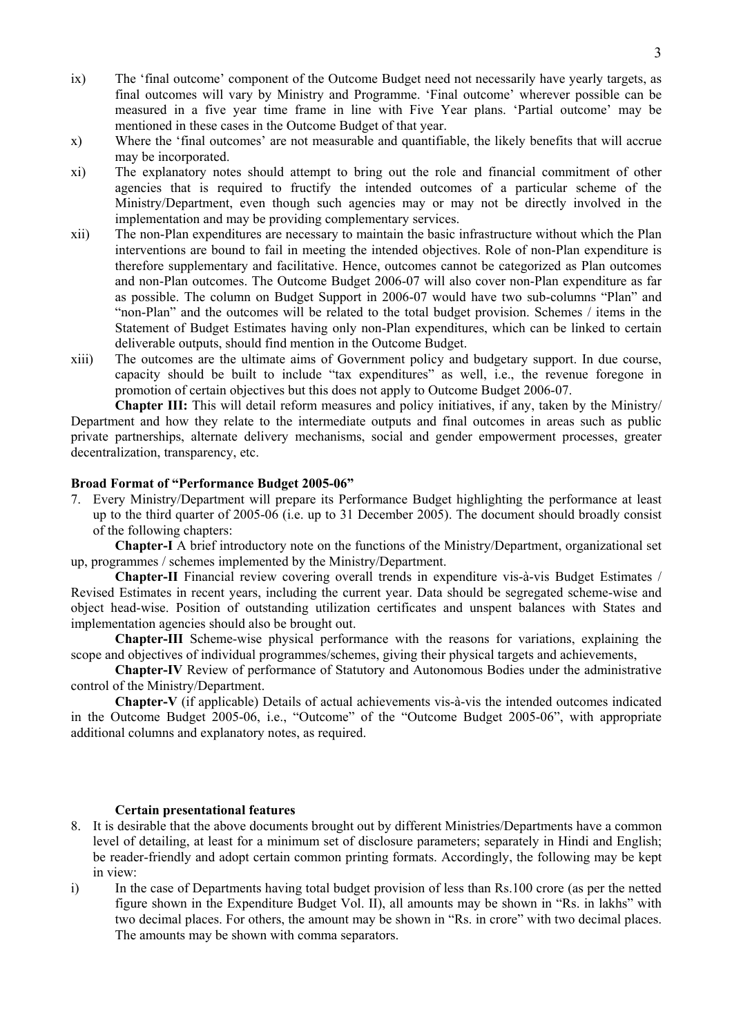ix) The 'final outcome' component of the Outcome Budget need not necessarily have yearly targets, as final outcomes will vary by Ministry and Programme. 'Final outcome' wherever possible can be measured in a five year time frame in line with Five Year plans. 'Partial outcome' may be mentioned in these cases in the Outcome Budget of that year.

x) Where the 'final outcomes' are not measurable and quantifiable, the likely benefits that will accrue may be incorporated.

xi) The explanatory notes should attempt to bring out the role and financial commitment of other agencies that is required to fructify the intended outcomes of a particular scheme of the Ministry/Department, even though such agencies may or may not be directly involved in the implementation and may be providing complementary services.

xii) The non-Plan expenditures are necessary to maintain the basic infrastructure without which the Plan interventions are bound to fail in meeting the intended objectives. Role of non-Plan expenditure is therefore supplementary and facilitative. Hence, outcomes cannot be categorized as Plan outcomes and non-Plan outcomes. The Outcome Budget 2006-07 will also cover non-Plan expenditure as far as possible. The column on Budget Support in 2006-07 would have two sub-columns "Plan" and "non-Plan" and the outcomes will be related to the total budget provision. Schemes / items in the Statement of Budget Estimates having only non-Plan expenditures, which can be linked to certain deliverable outputs, should find mention in the Outcome Budget.

xiii) The outcomes are the ultimate aims of Government policy and budgetary support. In due course, capacity should be built to include "tax expenditures" as well, i.e., the revenue foregone in promotion of certain objectives but this does not apply to Outcome Budget 2006-07.

**Chapter III:** This will detail reform measures and policy initiatives, if any, taken by the Ministry/ Department and how they relate to the intermediate outputs and final outcomes in areas such as public private partnerships, alternate delivery mechanisms, social and gender empowerment processes, greater decentralization, transparency, etc.

**Broad Format of "Performance Budget 2005-06"**

7. Every Ministry/Department will prepare its Performance Budget highlighting the performance at least up to the third quarter of 2005-06 (i.e. up to 31 December 2005). The document should broadly consist of the following chapters:

**Chapter-I** A brief introductory note on the functions of the Ministry/Department, organizational set up, programmes / schemes implemented by the Ministry/Department.

**Chapter-II** Financial review covering overall trends in expenditure vis-à-vis Budget Estimates / Revised Estimates in recent years, including the current year. Data should be segregated scheme-wise and object head-wise. Position of outstanding utilization certificates and unspent balances with States and implementation agencies should also be brought out.

**Chapter-III** Scheme-wise physical performance with the reasons for variations, explaining the scope and objectives of individual programmes/schemes, giving their physical targets and achievements,

**Chapter-IV** Review of performance of Statutory and Autonomous Bodies under the administrative control of the Ministry/Department.

**Chapter-V** (if applicable) Details of actual achievements vis-à-vis the intended outcomes indicated in the Outcome Budget 2005-06, i.e., "Outcome" of the "Outcome Budget 2005-06", with appropriate additional columns and explanatory notes, as required.

**Certain presentational features**

8. It is desirable that the above documents brought out by different Ministries/Departments have a common level of detailing, at least for a minimum set of disclosure parameters; separately in Hindi and English; be reader-friendly and adopt certain common printing formats. Accordingly, the following may be kept in view:

i) In the case of Departments having total budget provision of less than Rs.100 crore (as per the netted figure shown in the Expenditure Budget Vol. II), all amounts may be shown in "Rs. in lakhs" with two decimal places. For others, the amount may be shown in "Rs. in crore" with two decimal places. The amounts may be shown with comma separators.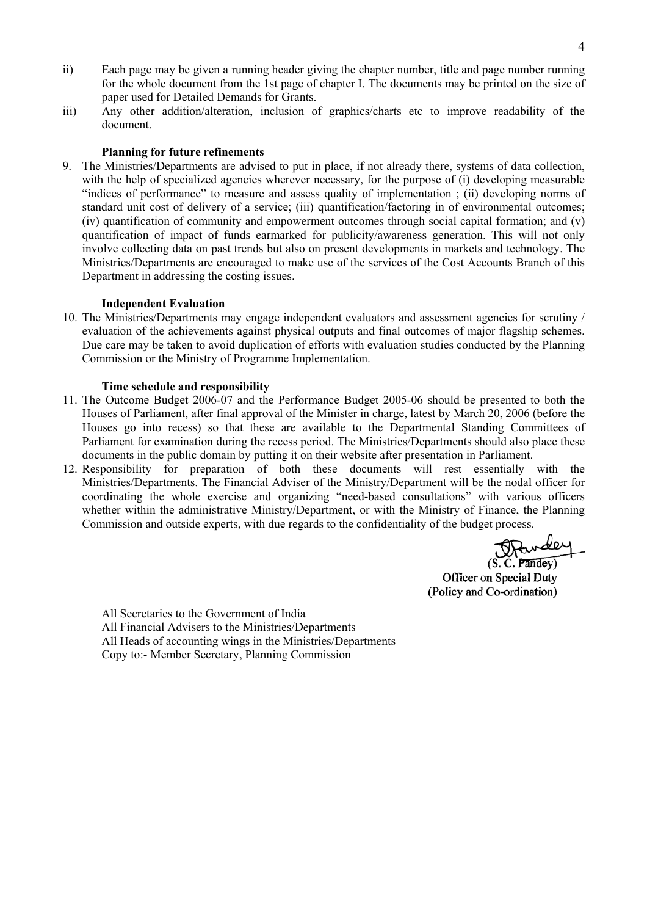ii) Each page may be given a running header giving the chapter number, title and page number running for the whole document from the 1st page of chapter I. The documents may be printed on the size of paper used for Detailed Demands for Grants.

iii) Any other addition/alteration, inclusion of graphics/charts etc to improve readability of the document.

**Planning for future refinements**

9. The Ministries/Departments are advised to put in place, if not already there, systems of data collection, with the help of specialized agencies wherever necessary, for the purpose of (i) developing measurable "indices of performance" to measure and assess quality of implementation ; (ii) developing norms of standard unit cost of delivery of a service; (iii) quantification/factoring in of environmental outcomes; (iv) quantification of community and empowerment outcomes through social capital formation; and (v) quantification of impact of funds earmarked for publicity/awareness generation. This will not only involve collecting data on past trends but also on present developments in markets and technology. The Ministries/Departments are encouraged to make use of the services of the Cost Accounts Branch of this Department in addressing the costing issues.

**Independent Evaluation**

10. The Ministries/Departments may engage independent evaluators and assessment agencies for scrutiny / evaluation of the achievements against physical outputs and final outcomes of major flagship schemes. Due care may be taken to avoid duplication of efforts with evaluation studies conducted by the Planning Commission or the Ministry of Programme Implementation.

**Time schedule and responsibility**

11. The Outcome Budget 2006-07 and the Performance Budget 2005-06 should be presented to both the Houses of Parliament, after final approval of the Minister in charge, latest by March 20, 2006 (before the Houses go into recess) so that these are available to the Departmental Standing Committees of Parliament for examination during the recess period. The Ministries/Departments should also place these documents in the public domain by putting it on their website after presentation in Parliament.

12. Responsibility for preparation of both these documents will rest essentially with the Ministries/Departments. The Financial Adviser of the Ministry/Department will be the nodal officer for coordinating the whole exercise and organizing "need-based consultations" with various officers whether within the administrative Ministry/Department, or with the Ministry of Finance, the Planning Commission and outside experts, with due regards to the confidentiality of the budget process.

(S. C. Pandey)
Officer on Special Duty
(Policy and Co-ordination)

All Secretaries to the Government of India
All Financial Advisers to the Ministries/Departments
All Heads of accounting wings in the Ministries/Departments
Copy to:- Member Secretary, Planning Commission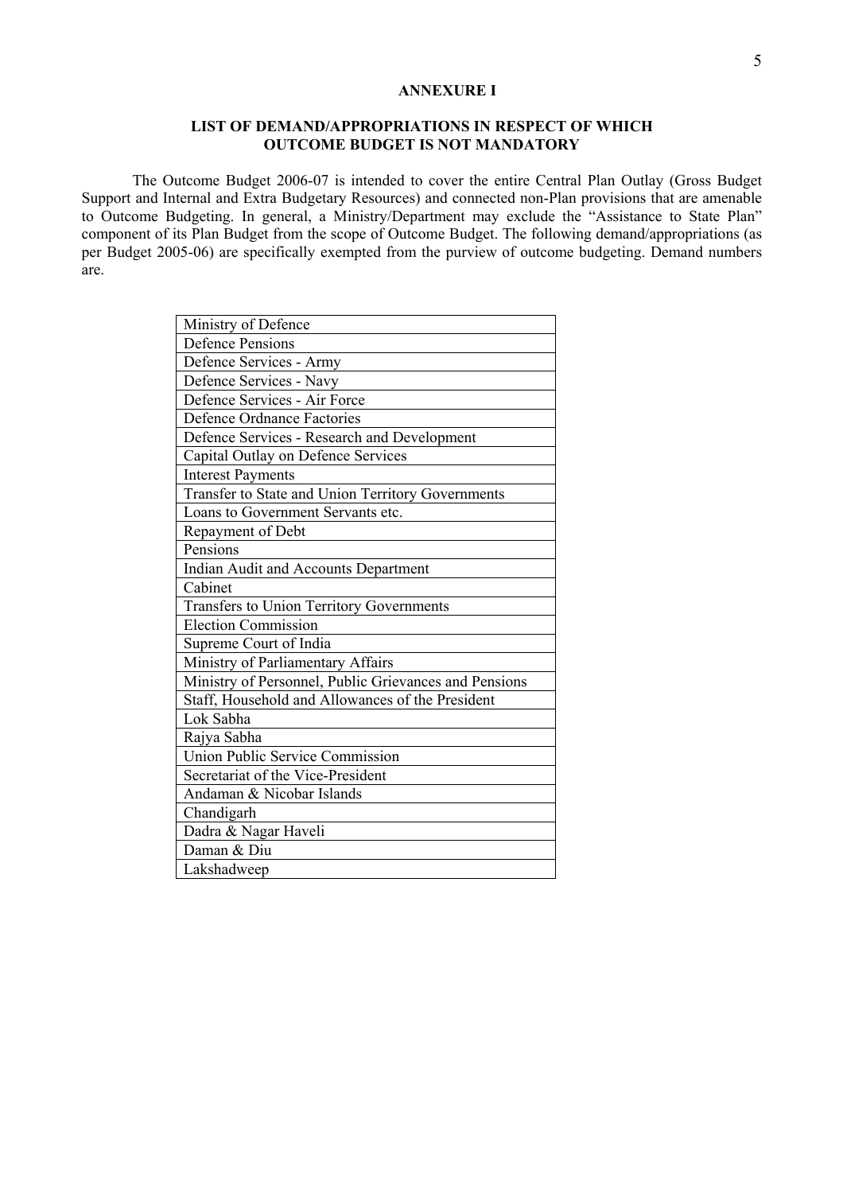**ANNEXURE I**

**LIST OF DEMAND/APPROPRIATIONS IN RESPECT OF WHICH OUTCOME BUDGET IS NOT MANDATORY**

The Outcome Budget 2006-07 is intended to cover the entire Central Plan Outlay (Gross Budget Support and Internal and Extra Budgetary Resources) and connected non-Plan provisions that are amenable to Outcome Budgeting. In general, a Ministry/Department may exclude the "Assistance to State Plan" component of its Plan Budget from the scope of Outcome Budget. The following demand/appropriations (as per Budget 2005-06) are specifically exempted from the purview of outcome budgeting. Demand numbers are.

| |
|---|
| Ministry of Defence |
| Defence Pensions |
| Defence Services - Army |
| Defence Services - Navy |
| Defence Services - Air Force |
| Defence Ordnance Factories |
| Defence Services - Research and Development |
| Capital Outlay on Defence Services |
| Interest Payments |
| Transfer to State and Union Territory Governments |
| Loans to Government Servants etc. |
| Repayment of Debt |
| Pensions |
| Indian Audit and Accounts Department |
| Cabinet |
| Transfers to Union Territory Governments |
| Election Commission |
| Supreme Court of India |
| Ministry of Parliamentary Affairs |
| Ministry of Personnel, Public Grievances and Pensions |
| Staff, Household and Allowances of the President |
| Lok Sabha |
| Rajya Sabha |
| Union Public Service Commission |
| Secretariat of the Vice-President |
| Andaman & Nicobar Islands |
| Chandigarh |
| Dadra & Nagar Haveli |
| Daman & Diu |
| Lakshadweep |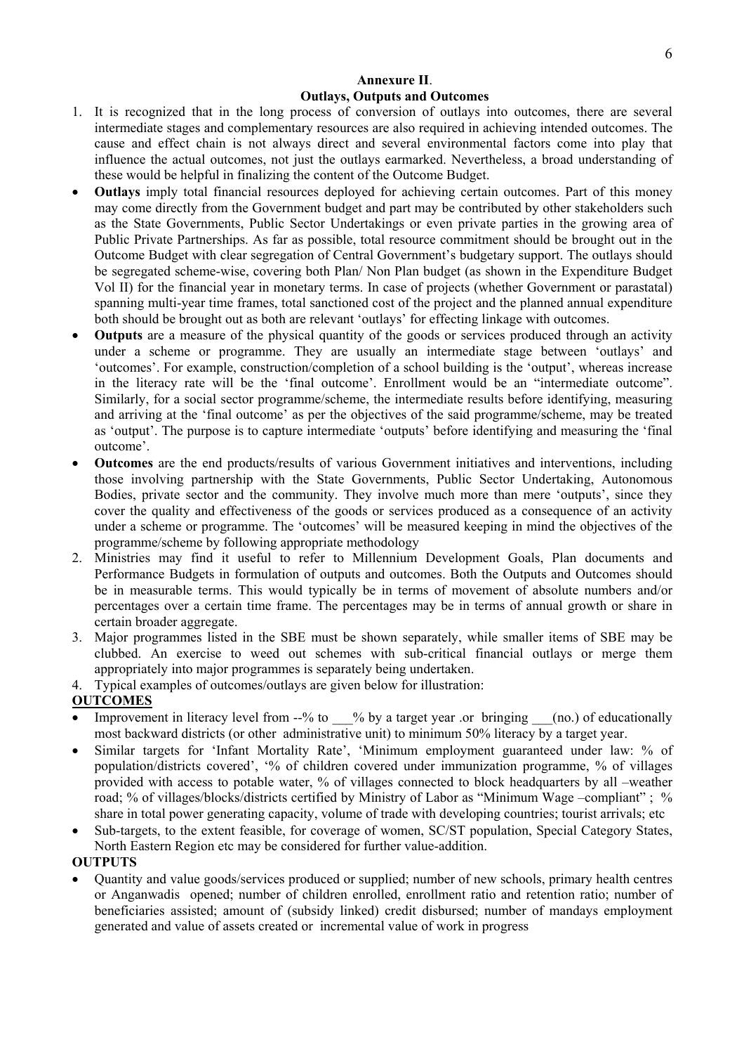## Annexure II.

## Outlays, Outputs and Outcomes

1. It is recognized that in the long process of conversion of outlays into outcomes, there are several intermediate stages and complementary resources are also required in achieving intended outcomes. The cause and effect chain is not always direct and several environmental factors come into play that influence the actual outcomes, not just the outlays earmarked. Nevertheless, a broad understanding of these would be helpful in finalizing the content of the Outcome Budget.

- **Outlays** imply total financial resources deployed for achieving certain outcomes. Part of this money may come directly from the Government budget and part may be contributed by other stakeholders such as the State Governments, Public Sector Undertakings or even private parties in the growing area of Public Private Partnerships. As far as possible, total resource commitment should be brought out in the Outcome Budget with clear segregation of Central Government's budgetary support. The outlays should be segregated scheme-wise, covering both Plan/ Non Plan budget (as shown in the Expenditure Budget Vol II) for the financial year in monetary terms. In case of projects (whether Government or parastatal) spanning multi-year time frames, total sanctioned cost of the project and the planned annual expenditure both should be brought out as both are relevant 'outlays' for effecting linkage with outcomes.
- **Outputs** are a measure of the physical quantity of the goods or services produced through an activity under a scheme or programme. They are usually an intermediate stage between 'outlays' and 'outcomes'. For example, construction/completion of a school building is the 'output', whereas increase in the literacy rate will be the 'final outcome'. Enrollment would be an "intermediate outcome". Similarly, for a social sector programme/scheme, the intermediate results before identifying, measuring and arriving at the 'final outcome' as per the objectives of the said programme/scheme, may be treated as 'output'. The purpose is to capture intermediate 'outputs' before identifying and measuring the 'final outcome'.
- **Outcomes** are the end products/results of various Government initiatives and interventions, including those involving partnership with the State Governments, Public Sector Undertaking, Autonomous Bodies, private sector and the community. They involve much more than mere 'outputs', since they cover the quality and effectiveness of the goods or services produced as a consequence of an activity under a scheme or programme. The 'outcomes' will be measured keeping in mind the objectives of the programme/scheme by following appropriate methodology

2. Ministries may find it useful to refer to Millennium Development Goals, Plan documents and Performance Budgets in formulation of outputs and outcomes. Both the Outputs and Outcomes should be in measurable terms. This would typically be in terms of movement of absolute numbers and/or percentages over a certain time frame. The percentages may be in terms of annual growth or share in certain broader aggregate.
3. Major programmes listed in the SBE must be shown separately, while smaller items of SBE may be clubbed. An exercise to weed out schemes with sub-critical financial outlays or merge them appropriately into major programmes is separately being undertaken.
4. Typical examples of outcomes/outlays are given below for illustration:

**OUTCOMES**

- Improvement in literacy level from --% to ___% by a target year .or bringing ___(no.) of educationally most backward districts (or other administrative unit) to minimum 50% literacy by a target year.
- Similar targets for 'Infant Mortality Rate', 'Minimum employment guaranteed under law: % of population/districts covered', '% of children covered under immunization programme, % of villages provided with access to potable water, % of villages connected to block headquarters by all –weather road; % of villages/blocks/districts certified by Ministry of Labor as "Minimum Wage –compliant" ; % share in total power generating capacity, volume of trade with developing countries; tourist arrivals; etc
- Sub-targets, to the extent feasible, for coverage of women, SC/ST population, Special Category States, North Eastern Region etc may be considered for further value-addition.

**OUTPUTS**

- Quantity and value goods/services produced or supplied; number of new schools, primary health centres or Anganwadis opened; number of children enrolled, enrollment ratio and retention ratio; number of beneficiaries assisted; amount of (subsidy linked) credit disbursed; number of mandays employment generated and value of assets created or incremental value of work in progress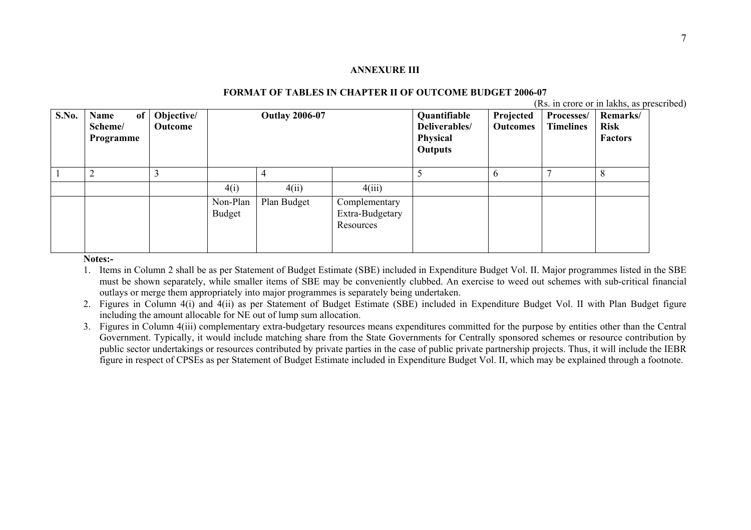**ANNEXURE III**

**FORMAT OF TABLES IN CHAPTER II OF OUTCOME BUDGET 2006-07**

(Rs. in crore or in lakhs, as prescribed)

| **S.No.** | **Name of Scheme/ Programme** | **Objective/ Outcome** | **Outlay 2006-07** | | | **Quantifiable Deliverables/ Physical Outputs** | **Projected Outcomes** | **Processes/ Timelines** | **Remarks/ Risk Factors** |
|---|---|---|---|---|---|---|---|---|---|
| 1 | 2 | 3 | | 4 | | 5 | 6 | 7 | 8 |
| | | | 4(i) | 4(ii) | 4(iii) | | | | |
| | | | Non-Plan Budget | Plan Budget | Complementary Extra-Budgetary Resources | | | | |

**Notes:-**

1. Items in Column 2 shall be as per Statement of Budget Estimate (SBE) included in Expenditure Budget Vol. II. Major programmes listed in the SBE must be shown separately, while smaller items of SBE may be conveniently clubbed. An exercise to weed out schemes with sub-critical financial outlays or merge them appropriately into major programmes is separately being undertaken.
2. Figures in Column 4(i) and 4(ii) as per Statement of Budget Estimate (SBE) included in Expenditure Budget Vol. II with Plan Budget figure including the amount allocable for NE out of lump sum allocation.
3. Figures in Column 4(iii) complementary extra-budgetary resources means expenditures committed for the purpose by entities other than the Central Government. Typically, it would include matching share from the State Governments for Centrally sponsored schemes or resource contribution by public sector undertakings or resources contributed by private parties in the case of public private partnership projects. Thus, it will include the IEBR figure in respect of CPSEs as per Statement of Budget Estimate included in Expenditure Budget Vol. II, which may be explained through a footnote.